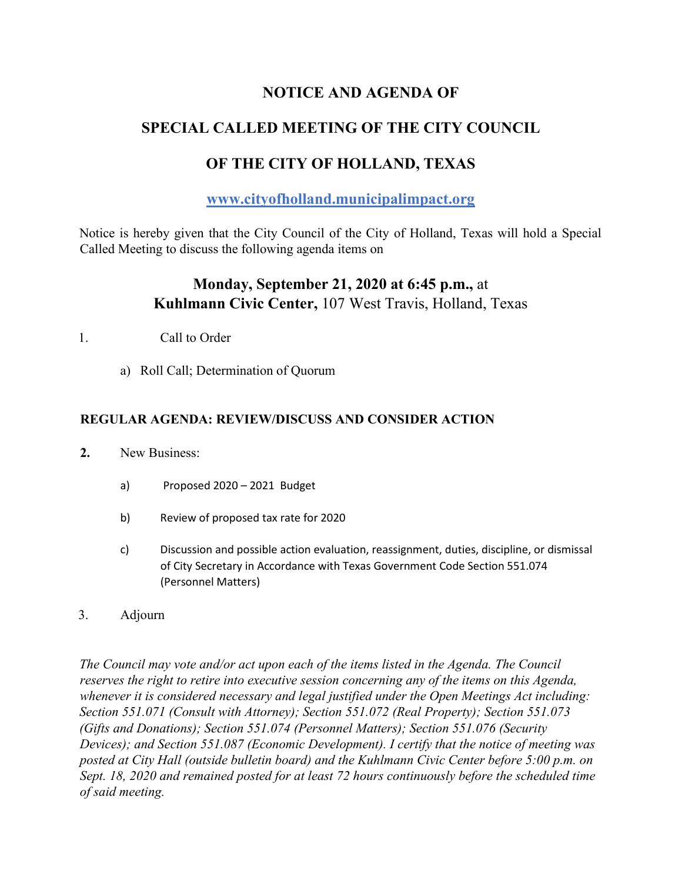# NOTICE AND AGENDA OF

# SPECIAL CALLED MEETING OF THE CITY COUNCIL

# OF THE CITY OF HOLLAND, TEXAS

**www.cityofholland.municipalimpact.org**

Notice is hereby given that the City Council of the City of Holland, Texas will hold a Special Called Meeting to discuss the following agenda items on

**Monday, September 21, 2020 at 6:45 p.m.,** at
**Kuhlmann Civic Center,** 107 West Travis, Holland, Texas

1. Call to Order

   a) Roll Call; Determination of Quorum

**REGULAR AGENDA: REVIEW/DISCUSS AND CONSIDER ACTION**

**2.** New Business:

   a) Proposed 2020 – 2021 Budget

   b) Review of proposed tax rate for 2020

   c) Discussion and possible action evaluation, reassignment, duties, discipline, or dismissal of City Secretary in Accordance with Texas Government Code Section 551.074 (Personnel Matters)

3. Adjourn

*The Council may vote and/or act upon each of the items listed in the Agenda. The Council reserves the right to retire into executive session concerning any of the items on this Agenda, whenever it is considered necessary and legal justified under the Open Meetings Act including: Section 551.071 (Consult with Attorney); Section 551.072 (Real Property); Section 551.073 (Gifts and Donations); Section 551.074 (Personnel Matters); Section 551.076 (Security Devices); and Section 551.087 (Economic Development). I certify that the notice of meeting was posted at City Hall (outside bulletin board) and the Kuhlmann Civic Center before 5:00 p.m. on Sept. 18, 2020 and remained posted for at least 72 hours continuously before the scheduled time of said meeting.*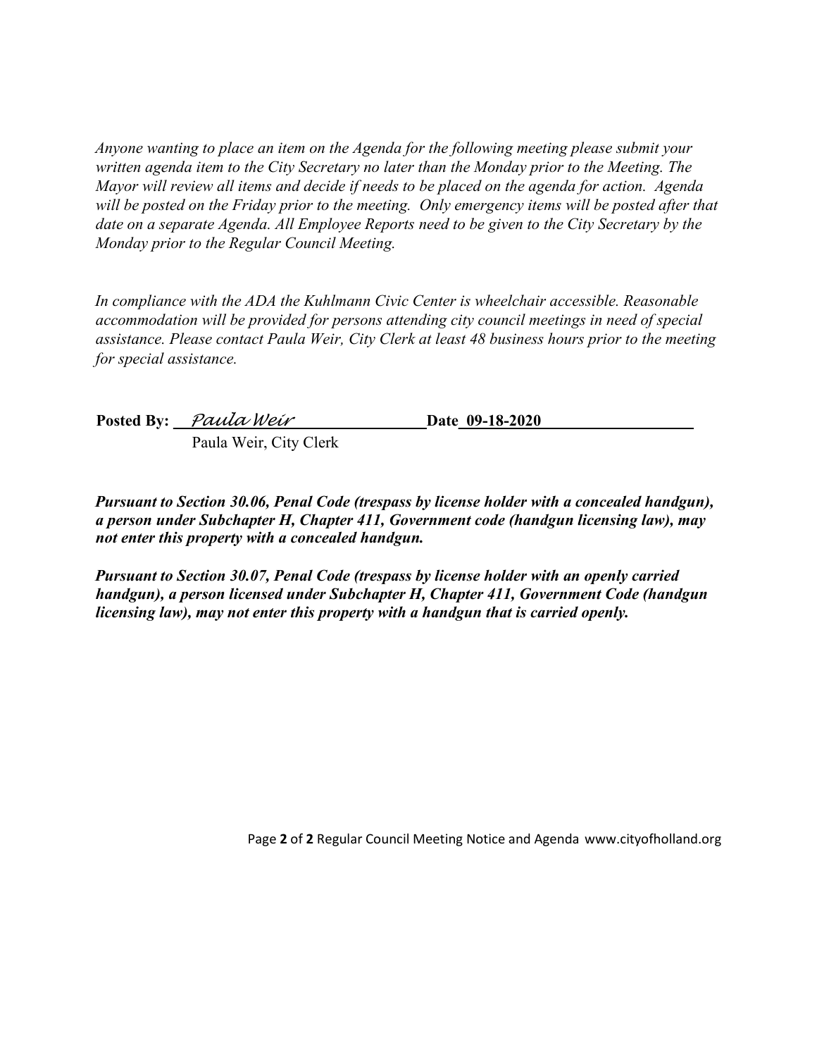*Anyone wanting to place an item on the Agenda for the following meeting please submit your written agenda item to the City Secretary no later than the Monday prior to the Meeting. The Mayor will review all items and decide if needs to be placed on the agenda for action. Agenda will be posted on the Friday prior to the meeting. Only emergency items will be posted after that date on a separate Agenda. All Employee Reports need to be given to the City Secretary by the Monday prior to the Regular Council Meeting.*

*In compliance with the ADA the Kuhlmann Civic Center is wheelchair accessible. Reasonable accommodation will be provided for persons attending city council meetings in need of special assistance. Please contact Paula Weir, City Clerk at least 48 business hours prior to the meeting for special assistance.*

**Posted By:** *Paula Weir* **Date 09-18-2020**

Paula Weir, City Clerk

***Pursuant to Section 30.06, Penal Code (trespass by license holder with a concealed handgun), a person under Subchapter H, Chapter 411, Government code (handgun licensing law), may not enter this property with a concealed handgun.***

***Pursuant to Section 30.07, Penal Code (trespass by license holder with an openly carried handgun), a person licensed under Subchapter H, Chapter 411, Government Code (handgun licensing law), may not enter this property with a handgun that is carried openly.***